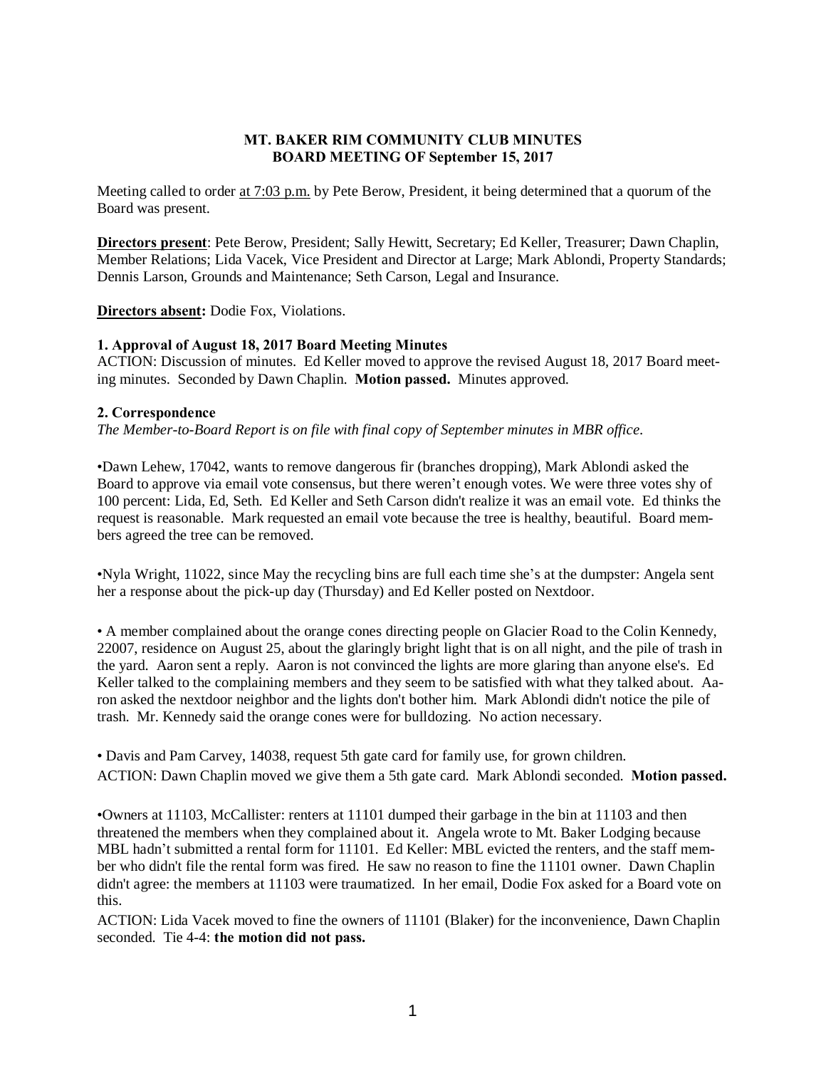**MT. BAKER RIM COMMUNITY CLUB MINUTES**
**BOARD MEETING OF September 15, 2017**

Meeting called to order at 7:03 p.m. by Pete Berow, President, it being determined that a quorum of the Board was present.

**Directors present**: Pete Berow, President; Sally Hewitt, Secretary; Ed Keller, Treasurer; Dawn Chaplin, Member Relations; Lida Vacek, Vice President and Director at Large; Mark Ablondi, Property Standards; Dennis Larson, Grounds and Maintenance; Seth Carson, Legal and Insurance.

**Directors absent:** Dodie Fox, Violations.

**1. Approval of August 18, 2017 Board Meeting Minutes**

ACTION: Discussion of minutes. Ed Keller moved to approve the revised August 18, 2017 Board meeting minutes. Seconded by Dawn Chaplin. **Motion passed.** Minutes approved.

**2. Correspondence**

*The Member-to-Board Report is on file with final copy of September minutes in MBR office.*

•Dawn Lehew, 17042, wants to remove dangerous fir (branches dropping), Mark Ablondi asked the Board to approve via email vote consensus, but there weren't enough votes. We were three votes shy of 100 percent: Lida, Ed, Seth. Ed Keller and Seth Carson didn't realize it was an email vote. Ed thinks the request is reasonable. Mark requested an email vote because the tree is healthy, beautiful. Board members agreed the tree can be removed.

•Nyla Wright, 11022, since May the recycling bins are full each time she's at the dumpster: Angela sent her a response about the pick-up day (Thursday) and Ed Keller posted on Nextdoor.

• A member complained about the orange cones directing people on Glacier Road to the Colin Kennedy, 22007, residence on August 25, about the glaringly bright light that is on all night, and the pile of trash in the yard. Aaron sent a reply. Aaron is not convinced the lights are more glaring than anyone else's. Ed Keller talked to the complaining members and they seem to be satisfied with what they talked about. Aaron asked the nextdoor neighbor and the lights don't bother him. Mark Ablondi didn't notice the pile of trash. Mr. Kennedy said the orange cones were for bulldozing. No action necessary.

• Davis and Pam Carvey, 14038, request 5th gate card for family use, for grown children.

ACTION: Dawn Chaplin moved we give them a 5th gate card. Mark Ablondi seconded. **Motion passed.**

•Owners at 11103, McCallister: renters at 11101 dumped their garbage in the bin at 11103 and then threatened the members when they complained about it. Angela wrote to Mt. Baker Lodging because MBL hadn't submitted a rental form for 11101. Ed Keller: MBL evicted the renters, and the staff member who didn't file the rental form was fired. He saw no reason to fine the 11101 owner. Dawn Chaplin didn't agree: the members at 11103 were traumatized. In her email, Dodie Fox asked for a Board vote on this.

ACTION: Lida Vacek moved to fine the owners of 11101 (Blaker) for the inconvenience, Dawn Chaplin seconded. Tie 4-4: **the motion did not pass.**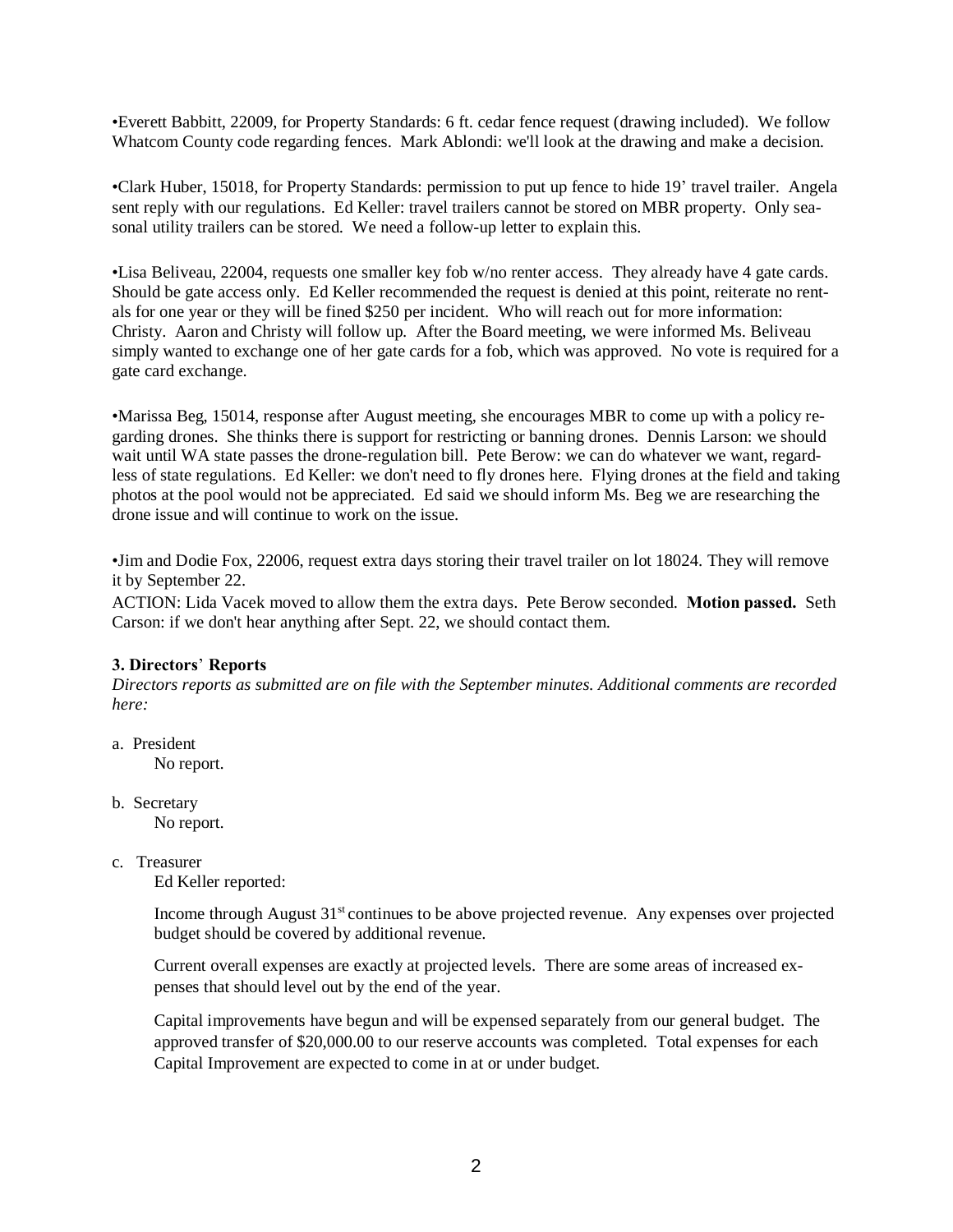•Everett Babbitt, 22009, for Property Standards: 6 ft. cedar fence request (drawing included). We follow Whatcom County code regarding fences. Mark Ablondi: we'll look at the drawing and make a decision.

•Clark Huber, 15018, for Property Standards: permission to put up fence to hide 19' travel trailer. Angela sent reply with our regulations. Ed Keller: travel trailers cannot be stored on MBR property. Only seasonal utility trailers can be stored. We need a follow-up letter to explain this.

•Lisa Beliveau, 22004, requests one smaller key fob w/no renter access. They already have 4 gate cards. Should be gate access only. Ed Keller recommended the request is denied at this point, reiterate no rentals for one year or they will be fined $250 per incident. Who will reach out for more information: Christy. Aaron and Christy will follow up. After the Board meeting, we were informed Ms. Beliveau simply wanted to exchange one of her gate cards for a fob, which was approved. No vote is required for a gate card exchange.

•Marissa Beg, 15014, response after August meeting, she encourages MBR to come up with a policy regarding drones. She thinks there is support for restricting or banning drones. Dennis Larson: we should wait until WA state passes the drone-regulation bill. Pete Berow: we can do whatever we want, regardless of state regulations. Ed Keller: we don't need to fly drones here. Flying drones at the field and taking photos at the pool would not be appreciated. Ed said we should inform Ms. Beg we are researching the drone issue and will continue to work on the issue.

•Jim and Dodie Fox, 22006, request extra days storing their travel trailer on lot 18024. They will remove it by September 22.
ACTION: Lida Vacek moved to allow them the extra days. Pete Berow seconded. **Motion passed.** Seth Carson: if we don't hear anything after Sept. 22, we should contact them.

**3. Directors' Reports**

*Directors reports as submitted are on file with the September minutes. Additional comments are recorded here:*

a. President

No report.

b. Secretary

No report.

c. Treasurer

Ed Keller reported:

Income through August 31st continues to be above projected revenue. Any expenses over projected budget should be covered by additional revenue.

Current overall expenses are exactly at projected levels. There are some areas of increased expenses that should level out by the end of the year.

Capital improvements have begun and will be expensed separately from our general budget. The approved transfer of $20,000.00 to our reserve accounts was completed. Total expenses for each Capital Improvement are expected to come in at or under budget.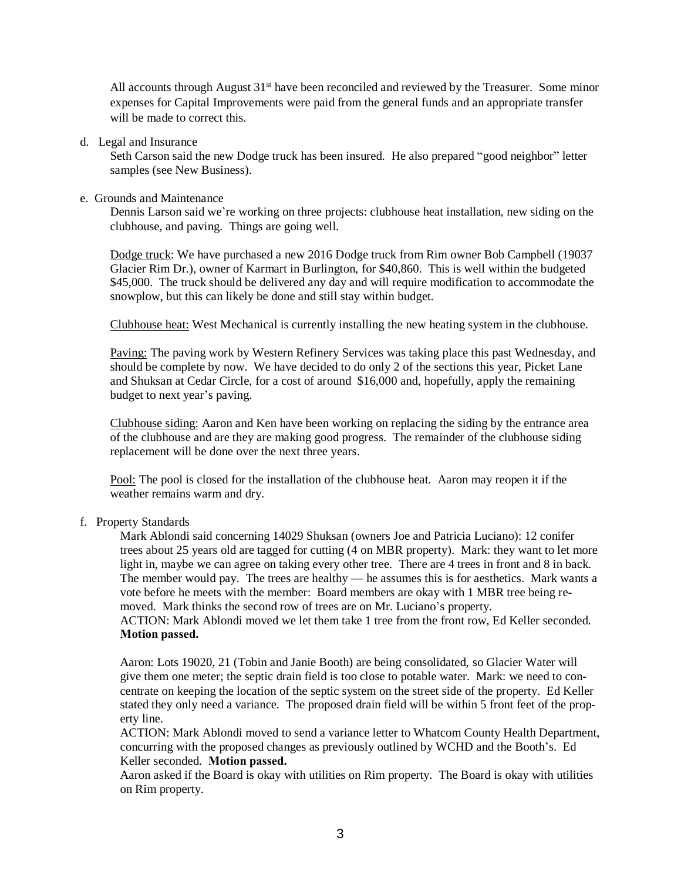All accounts through August 31st have been reconciled and reviewed by the Treasurer. Some minor expenses for Capital Improvements were paid from the general funds and an appropriate transfer will be made to correct this.

d. Legal and Insurance

Seth Carson said the new Dodge truck has been insured. He also prepared "good neighbor" letter samples (see New Business).

e. Grounds and Maintenance

Dennis Larson said we're working on three projects: clubhouse heat installation, new siding on the clubhouse, and paving. Things are going well.

Dodge truck: We have purchased a new 2016 Dodge truck from Rim owner Bob Campbell (19037 Glacier Rim Dr.), owner of Karmart in Burlington, for $40,860. This is well within the budgeted $45,000. The truck should be delivered any day and will require modification to accommodate the snowplow, but this can likely be done and still stay within budget.

Clubhouse heat: West Mechanical is currently installing the new heating system in the clubhouse.

Paving: The paving work by Western Refinery Services was taking place this past Wednesday, and should be complete by now. We have decided to do only 2 of the sections this year, Picket Lane and Shuksan at Cedar Circle, for a cost of around $16,000 and, hopefully, apply the remaining budget to next year's paving.

Clubhouse siding: Aaron and Ken have been working on replacing the siding by the entrance area of the clubhouse and are they are making good progress. The remainder of the clubhouse siding replacement will be done over the next three years.

Pool: The pool is closed for the installation of the clubhouse heat. Aaron may reopen it if the weather remains warm and dry.

f. Property Standards

Mark Ablondi said concerning 14029 Shuksan (owners Joe and Patricia Luciano): 12 conifer trees about 25 years old are tagged for cutting (4 on MBR property). Mark: they want to let more light in, maybe we can agree on taking every other tree. There are 4 trees in front and 8 in back. The member would pay. The trees are healthy — he assumes this is for aesthetics. Mark wants a vote before he meets with the member: Board members are okay with 1 MBR tree being removed. Mark thinks the second row of trees are on Mr. Luciano's property.
ACTION: Mark Ablondi moved we let them take 1 tree from the front row, Ed Keller seconded. **Motion passed.**

Aaron: Lots 19020, 21 (Tobin and Janie Booth) are being consolidated, so Glacier Water will give them one meter; the septic drain field is too close to potable water. Mark: we need to concentrate on keeping the location of the septic system on the street side of the property. Ed Keller stated they only need a variance. The proposed drain field will be within 5 front feet of the property line.
ACTION: Mark Ablondi moved to send a variance letter to Whatcom County Health Department, concurring with the proposed changes as previously outlined by WCHD and the Booth's. Ed Keller seconded. **Motion passed.**
Aaron asked if the Board is okay with utilities on Rim property. The Board is okay with utilities on Rim property.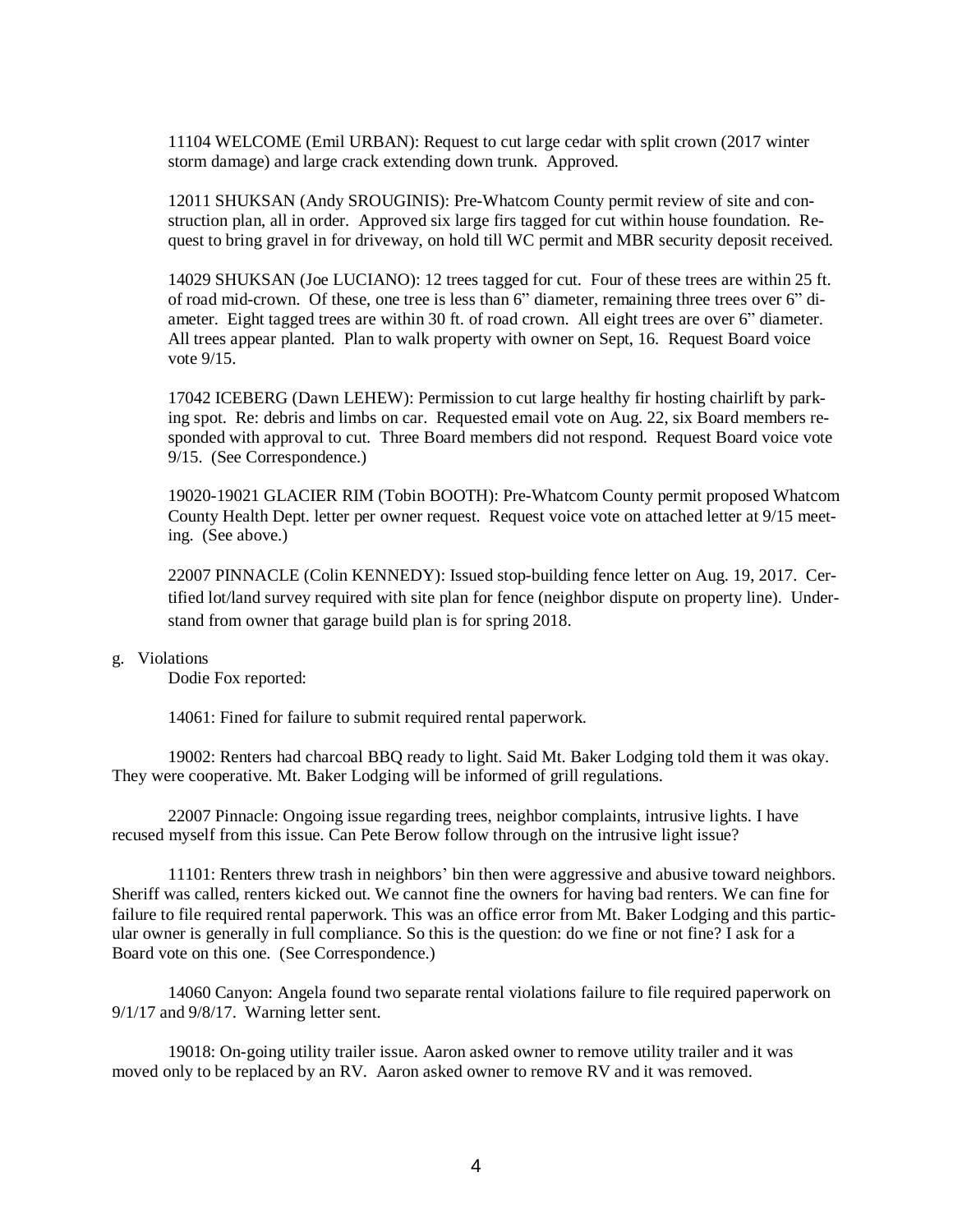11104 WELCOME (Emil URBAN): Request to cut large cedar with split crown (2017 winter storm damage) and large crack extending down trunk. Approved.

12011 SHUKSAN (Andy SROUGINIS): Pre-Whatcom County permit review of site and construction plan, all in order. Approved six large firs tagged for cut within house foundation. Request to bring gravel in for driveway, on hold till WC permit and MBR security deposit received.

14029 SHUKSAN (Joe LUCIANO): 12 trees tagged for cut. Four of these trees are within 25 ft. of road mid-crown. Of these, one tree is less than 6" diameter, remaining three trees over 6" diameter. Eight tagged trees are within 30 ft. of road crown. All eight trees are over 6" diameter. All trees appear planted. Plan to walk property with owner on Sept, 16. Request Board voice vote 9/15.

17042 ICEBERG (Dawn LEHEW): Permission to cut large healthy fir hosting chairlift by parking spot. Re: debris and limbs on car. Requested email vote on Aug. 22, six Board members responded with approval to cut. Three Board members did not respond. Request Board voice vote 9/15. (See Correspondence.)

19020-19021 GLACIER RIM (Tobin BOOTH): Pre-Whatcom County permit proposed Whatcom County Health Dept. letter per owner request. Request voice vote on attached letter at 9/15 meeting. (See above.)

22007 PINNACLE (Colin KENNEDY): Issued stop-building fence letter on Aug. 19, 2017. Certified lot/land survey required with site plan for fence (neighbor dispute on property line). Understand from owner that garage build plan is for spring 2018.

g. Violations

Dodie Fox reported:

14061: Fined for failure to submit required rental paperwork.

19002: Renters had charcoal BBQ ready to light. Said Mt. Baker Lodging told them it was okay. They were cooperative. Mt. Baker Lodging will be informed of grill regulations.

22007 Pinnacle: Ongoing issue regarding trees, neighbor complaints, intrusive lights. I have recused myself from this issue. Can Pete Berow follow through on the intrusive light issue?

11101: Renters threw trash in neighbors' bin then were aggressive and abusive toward neighbors. Sheriff was called, renters kicked out. We cannot fine the owners for having bad renters. We can fine for failure to file required rental paperwork. This was an office error from Mt. Baker Lodging and this particular owner is generally in full compliance. So this is the question: do we fine or not fine? I ask for a Board vote on this one. (See Correspondence.)

14060 Canyon: Angela found two separate rental violations failure to file required paperwork on 9/1/17 and 9/8/17. Warning letter sent.

19018: On-going utility trailer issue. Aaron asked owner to remove utility trailer and it was moved only to be replaced by an RV. Aaron asked owner to remove RV and it was removed.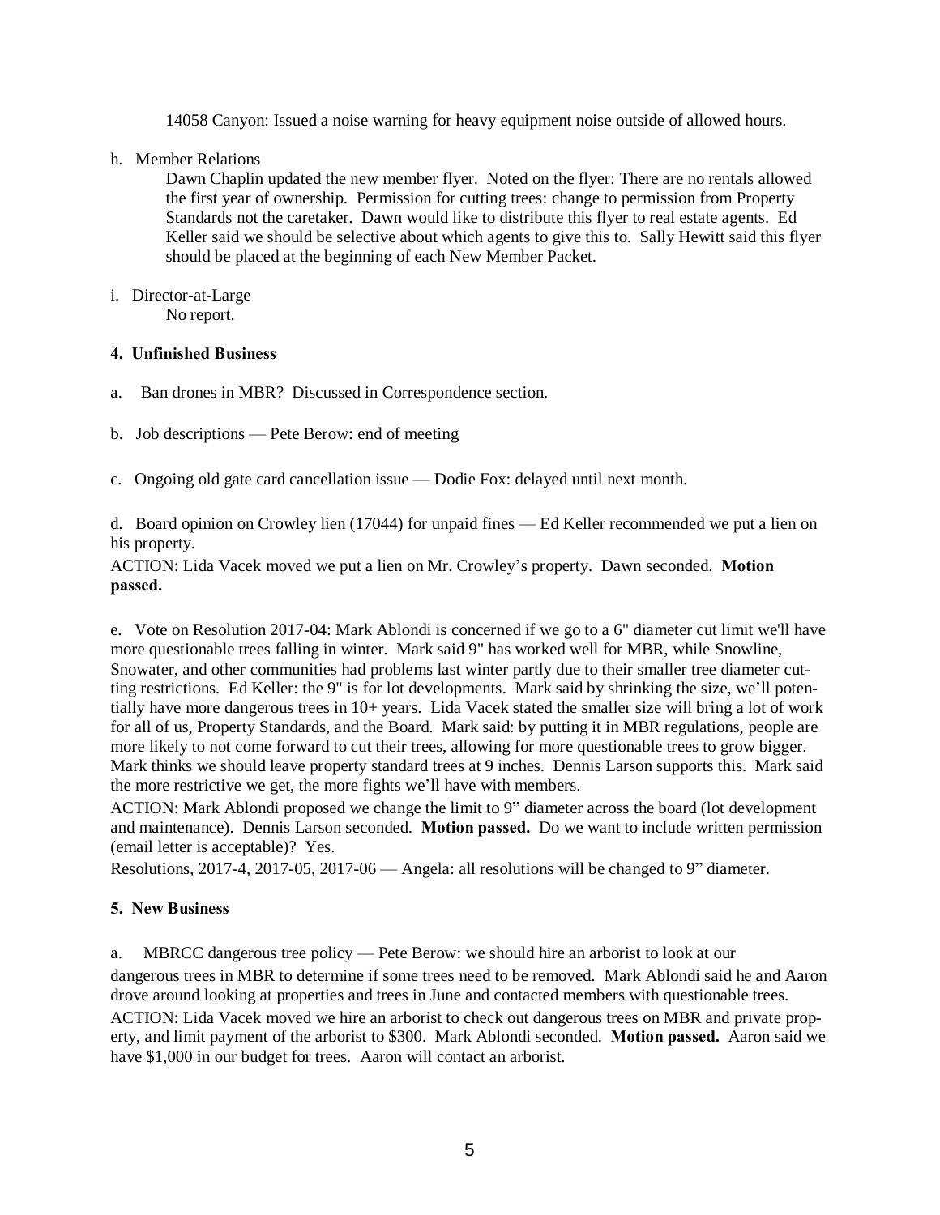14058 Canyon: Issued a noise warning for heavy equipment noise outside of allowed hours.

h. Member Relations

Dawn Chaplin updated the new member flyer. Noted on the flyer: There are no rentals allowed the first year of ownership. Permission for cutting trees: change to permission from Property Standards not the caretaker. Dawn would like to distribute this flyer to real estate agents. Ed Keller said we should be selective about which agents to give this to. Sally Hewitt said this flyer should be placed at the beginning of each New Member Packet.

i. Director-at-Large

No report.

**4. Unfinished Business**

a. Ban drones in MBR? Discussed in Correspondence section.

b. Job descriptions — Pete Berow: end of meeting

c. Ongoing old gate card cancellation issue — Dodie Fox: delayed until next month.

d. Board opinion on Crowley lien (17044) for unpaid fines — Ed Keller recommended we put a lien on his property.

ACTION: Lida Vacek moved we put a lien on Mr. Crowley's property. Dawn seconded. **Motion passed.**

e. Vote on Resolution 2017-04: Mark Ablondi is concerned if we go to a 6" diameter cut limit we'll have more questionable trees falling in winter. Mark said 9" has worked well for MBR, while Snowline, Snowater, and other communities had problems last winter partly due to their smaller tree diameter cutting restrictions. Ed Keller: the 9" is for lot developments. Mark said by shrinking the size, we'll potentially have more dangerous trees in 10+ years. Lida Vacek stated the smaller size will bring a lot of work for all of us, Property Standards, and the Board. Mark said: by putting it in MBR regulations, people are more likely to not come forward to cut their trees, allowing for more questionable trees to grow bigger. Mark thinks we should leave property standard trees at 9 inches. Dennis Larson supports this. Mark said the more restrictive we get, the more fights we'll have with members.

ACTION: Mark Ablondi proposed we change the limit to 9" diameter across the board (lot development and maintenance). Dennis Larson seconded. **Motion passed.** Do we want to include written permission (email letter is acceptable)? Yes.

Resolutions, 2017-4, 2017-05, 2017-06 — Angela: all resolutions will be changed to 9" diameter.

**5. New Business**

a. MBRCC dangerous tree policy — Pete Berow: we should hire an arborist to look at our dangerous trees in MBR to determine if some trees need to be removed. Mark Ablondi said he and Aaron drove around looking at properties and trees in June and contacted members with questionable trees.

ACTION: Lida Vacek moved we hire an arborist to check out dangerous trees on MBR and private property, and limit payment of the arborist to $300. Mark Ablondi seconded. **Motion passed.** Aaron said we have $1,000 in our budget for trees. Aaron will contact an arborist.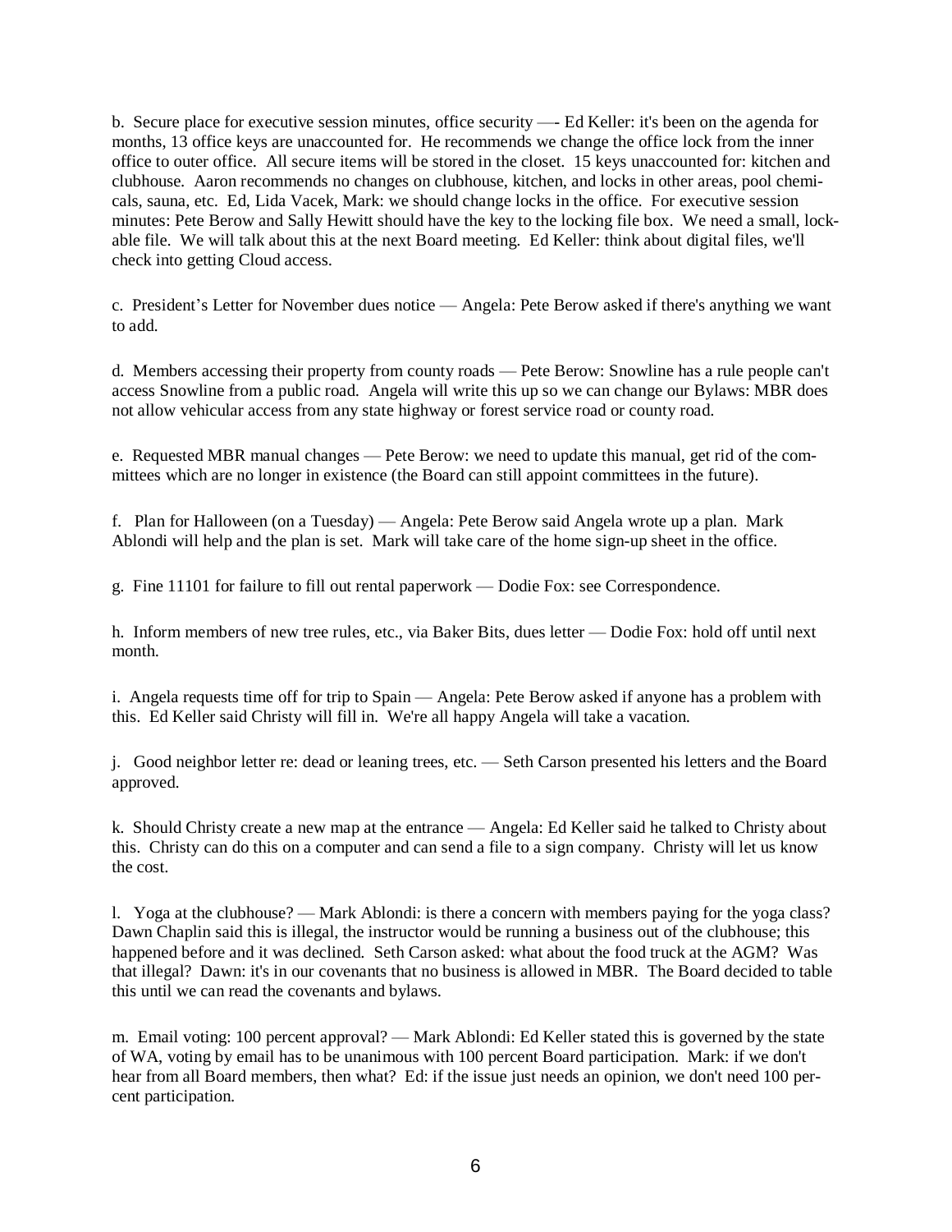b. Secure place for executive session minutes, office security —- Ed Keller: it's been on the agenda for months, 13 office keys are unaccounted for. He recommends we change the office lock from the inner office to outer office. All secure items will be stored in the closet. 15 keys unaccounted for: kitchen and clubhouse. Aaron recommends no changes on clubhouse, kitchen, and locks in other areas, pool chemicals, sauna, etc. Ed, Lida Vacek, Mark: we should change locks in the office. For executive session minutes: Pete Berow and Sally Hewitt should have the key to the locking file box. We need a small, lockable file. We will talk about this at the next Board meeting. Ed Keller: think about digital files, we'll check into getting Cloud access.

c. President's Letter for November dues notice — Angela: Pete Berow asked if there's anything we want to add.

d. Members accessing their property from county roads — Pete Berow: Snowline has a rule people can't access Snowline from a public road. Angela will write this up so we can change our Bylaws: MBR does not allow vehicular access from any state highway or forest service road or county road.

e. Requested MBR manual changes — Pete Berow: we need to update this manual, get rid of the committees which are no longer in existence (the Board can still appoint committees in the future).

f. Plan for Halloween (on a Tuesday) — Angela: Pete Berow said Angela wrote up a plan. Mark Ablondi will help and the plan is set. Mark will take care of the home sign-up sheet in the office.

g. Fine 11101 for failure to fill out rental paperwork — Dodie Fox: see Correspondence.

h. Inform members of new tree rules, etc., via Baker Bits, dues letter — Dodie Fox: hold off until next month.

i. Angela requests time off for trip to Spain — Angela: Pete Berow asked if anyone has a problem with this. Ed Keller said Christy will fill in. We're all happy Angela will take a vacation.

j. Good neighbor letter re: dead or leaning trees, etc. — Seth Carson presented his letters and the Board approved.

k. Should Christy create a new map at the entrance — Angela: Ed Keller said he talked to Christy about this. Christy can do this on a computer and can send a file to a sign company. Christy will let us know the cost.

l. Yoga at the clubhouse? — Mark Ablondi: is there a concern with members paying for the yoga class? Dawn Chaplin said this is illegal, the instructor would be running a business out of the clubhouse; this happened before and it was declined. Seth Carson asked: what about the food truck at the AGM? Was that illegal? Dawn: it's in our covenants that no business is allowed in MBR. The Board decided to table this until we can read the covenants and bylaws.

m. Email voting: 100 percent approval? — Mark Ablondi: Ed Keller stated this is governed by the state of WA, voting by email has to be unanimous with 100 percent Board participation. Mark: if we don't hear from all Board members, then what? Ed: if the issue just needs an opinion, we don't need 100 percent participation.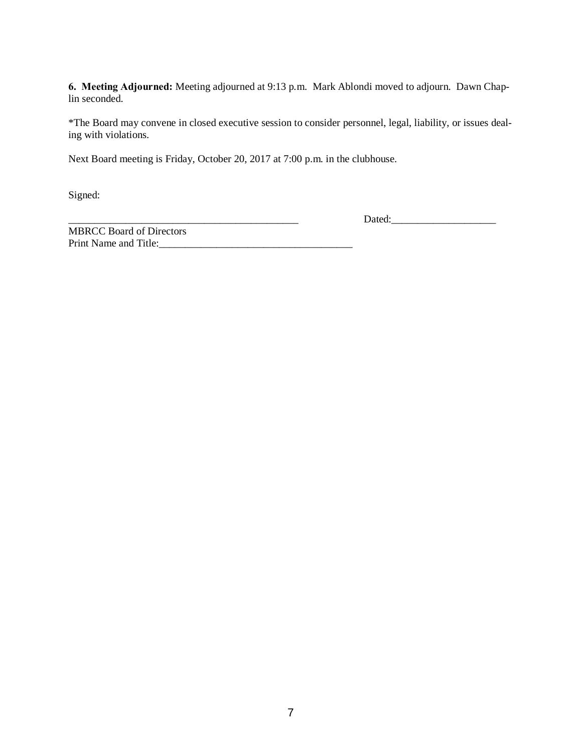**6. Meeting Adjourned:** Meeting adjourned at 9:13 p.m. Mark Ablondi moved to adjourn. Dawn Chaplin seconded.

*The Board may convene in closed executive session to consider personnel, legal, liability, or issues dealing with violations.

Next Board meeting is Friday, October 20, 2017 at 7:00 p.m. in the clubhouse.

Signed:

_____________________________________________ Dated:____________________

MBRCC Board of Directors
Print Name and Title:_____________________________________